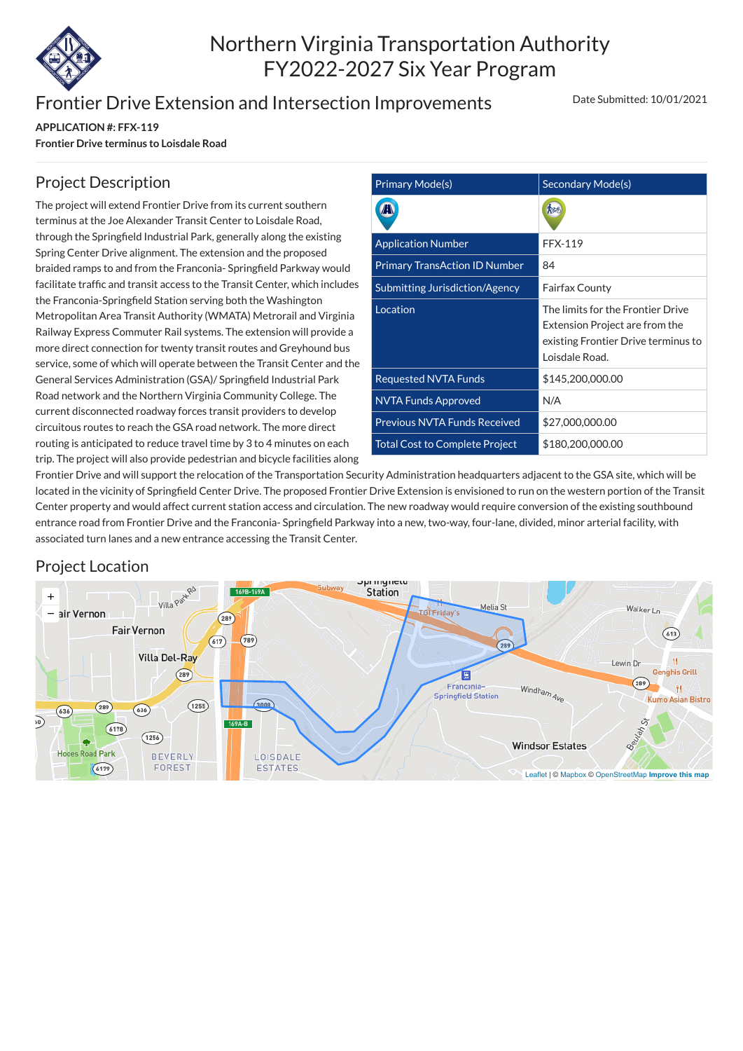# Northern Virginia Transportation Authority FY2022-2027 Six Year Program

## Frontier Drive Extension and Intersection Improvements

Date Submitted: 10/01/2021

**APPLICATION #: FFX-119**

**Frontier Drive terminus to Loisdale Road**

## Project Description

The project will extend Frontier Drive from its current southern terminus at the Joe Alexander Transit Center to Loisdale Road, through the Springfield Industrial Park, generally along the existing Spring Center Drive alignment. The extension and the proposed braided ramps to and from the Franconia- Springfield Parkway would facilitate traffic and transit access to the Transit Center, which includes the Franconia-Springfield Station serving both the Washington Metropolitan Area Transit Authority (WMATA) Metrorail and Virginia Railway Express Commuter Rail systems. The extension will provide a more direct connection for twenty transit routes and Greyhound bus service, some of which will operate between the Transit Center and the General Services Administration (GSA)/ Springfield Industrial Park Road network and the Northern Virginia Community College. The current disconnected roadway forces transit providers to develop circuitous routes to reach the GSA road network. The more direct routing is anticipated to reduce travel time by 3 to 4 minutes on each trip. The project will also provide pedestrian and bicycle facilities along Frontier Drive and will support the relocation of the Transportation Security Administration headquarters adjacent to the GSA site, which will be located in the vicinity of Springfield Center Drive. The proposed Frontier Drive Extension is envisioned to run on the western portion of the Transit Center property and would affect current station access and circulation. The new roadway would require conversion of the existing southbound entrance road from Frontier Drive and the Franconia- Springfield Parkway into a new, two-way, four-lane, divided, minor arterial facility, with associated turn lanes and a new entrance accessing the Transit Center.

| Primary Mode(s) | Secondary Mode(s) |
|---|---|
| | |
| Application Number | FFX-119 |
| Primary TransAction ID Number | 84 |
| Submitting Jurisdiction/Agency | Fairfax County |
| Location | The limits for the Frontier Drive Extension Project are from the existing Frontier Drive terminus to Loisdale Road. |
| Requested NVTA Funds | $145,200,000.00 |
| NVTA Funds Approved | N/A |
| Previous NVTA Funds Received | $27,000,000.00 |
| Total Cost to Complete Project | $180,200,000.00 |

## Project Location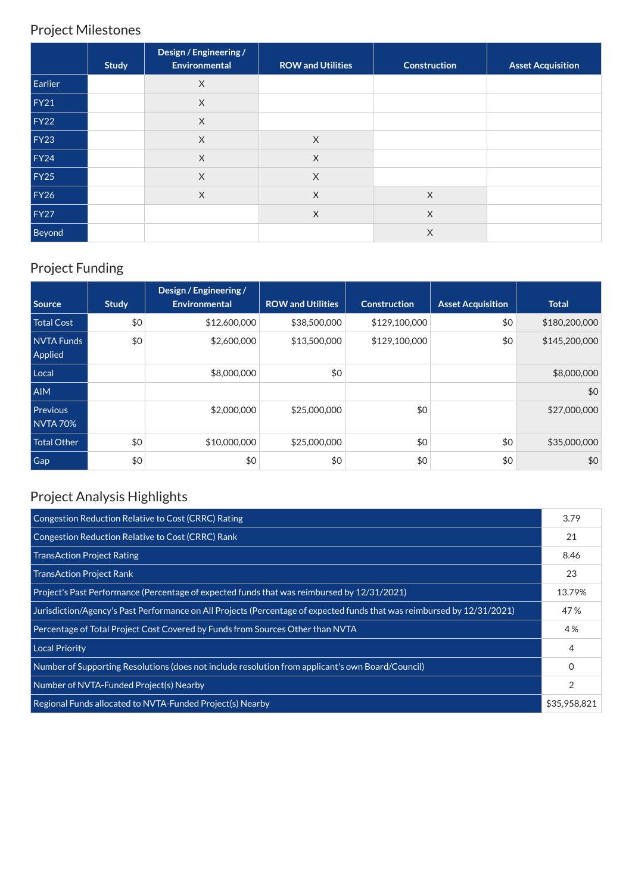## Project Milestones

| | Study | Design / Engineering / Environmental | ROW and Utilities | Construction | Asset Acquisition |
|---|---|---|---|---|---|
| Earlier | | X | | | |
| FY21 | | X | | | |
| FY22 | | X | | | |
| FY23 | | X | X | | |
| FY24 | | X | X | | |
| FY25 | | X | X | | |
| FY26 | | X | X | X | |
| FY27 | | | X | X | |
| Beyond | | | | X | |

## Project Funding

| Source | Study | Design / Engineering / Environmental | ROW and Utilities | Construction | Asset Acquisition | Total |
|---|---|---|---|---|---|---|
| Total Cost | $0 | $12,600,000 | $38,500,000 | $129,100,000 | $0 | $180,200,000 |
| NVTA Funds Applied | $0 | $2,600,000 | $13,500,000 | $129,100,000 | $0 | $145,200,000 |
| Local | | $8,000,000 | $0 | | | $8,000,000 |
| AIM | | | | | | $0 |
| Previous NVTA 70% | | $2,000,000 | $25,000,000 | $0 | | $27,000,000 |
| Total Other | $0 | $10,000,000 | $25,000,000 | $0 | $0 | $35,000,000 |
| Gap | $0 | $0 | $0 | $0 | $0 | $0 |

## Project Analysis Highlights

| | |
|---|---|
| Congestion Reduction Relative to Cost (CRRC) Rating | 3.79 |
| Congestion Reduction Relative to Cost (CRRC) Rank | 21 |
| TransAction Project Rating | 8.46 |
| TransAction Project Rank | 23 |
| Project's Past Performance (Percentage of expected funds that was reimbursed by 12/31/2021) | 13.79% |
| Jurisdiction/Agency's Past Performance on All Projects (Percentage of expected funds that was reimbursed by 12/31/2021) | 47 % |
| Percentage of Total Project Cost Covered by Funds from Sources Other than NVTA | 4 % |
| Local Priority | 4 |
| Number of Supporting Resolutions (does not include resolution from applicant's own Board/Council) | 0 |
| Number of NVTA-Funded Project(s) Nearby | 2 |
| Regional Funds allocated to NVTA-Funded Project(s) Nearby | $35,958,821 |